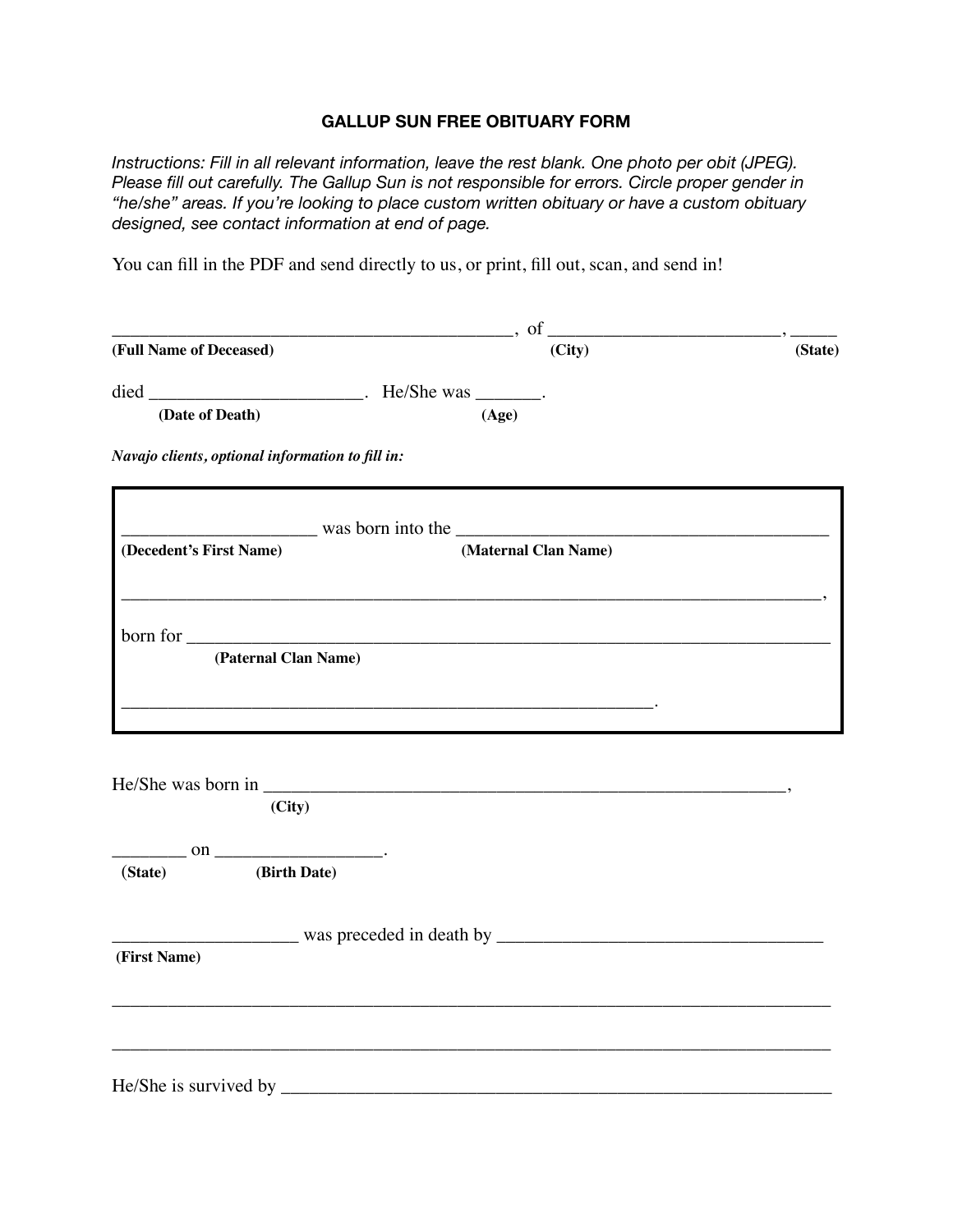## GALLUP SUN FREE OBITUARY FORM

*Instructions: Fill in all relevant information, leave the rest blank. One photo per obit (JPEG). Please fill out carefully. The Gallup Sun is not responsible for errors. Circle proper gender in "he/she" areas. If you're looking to place custom written obituary or have a custom obituary designed, see contact information at end of page.*

You can fill in the PDF and send directly to us, or print, fill out, scan, and send in!

_____________________________________________, of _________________________, _____
**(Full Name of Deceased)** **(City)** **(State)**

died _______________________. He/She was _______.
**(Date of Death)** **(Age)**

***Navajo clients, optional information to fill in:***

_____________________ was born into the __________________________________________
**(Decedent's First Name)** **(Maternal Clan Name)**

_____________________________________________________________________________,

born for _____________________________________________________________________
**(Paternal Clan Name)**

____________________________________________________________.

He/She was born in ___________________________________________________________,
**(City)**

________ on __________________.
**(State)** **(Birth Date)**

____________________ was preceded in death by ___________________________________
**(First Name)**

_____________________________________________________________________________

_____________________________________________________________________________

He/She is survived by _________________________________________________________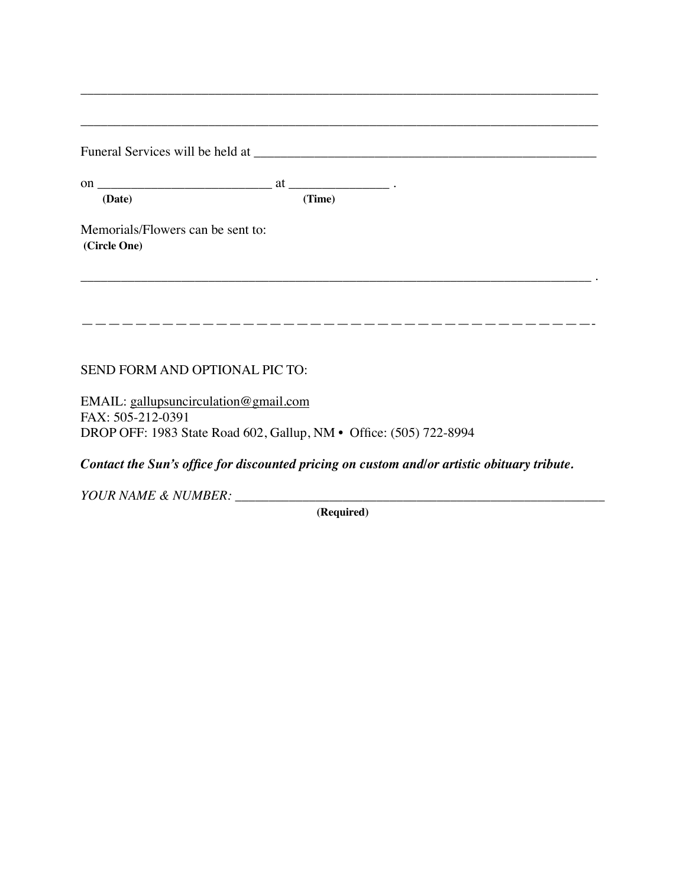_______________________________________________________________________________

_______________________________________________________________________________

Funeral Services will be held at _________________________________________________

on __________________________ at _______________ .
**(Date)** **(Time)**

Memorials/Flowers can be sent to:
**(Circle One)**

_______________________________________________________________________________ .

— — — — — — — — — — — — — — — — — — — — — — — — — — — — — — — — — — — — — — — — — — -

SEND FORM AND OPTIONAL PIC TO:

EMAIL: gallupsuncirculation@gmail.com
FAX: 505-212-0391
DROP OFF: 1983 State Road 602, Gallup, NM • Office: (505) 722-8994

***Contact the Sun's office for discounted pricing on custom and/or artistic obituary tribute.***

*YOUR NAME & NUMBER:* ________________________________________________________
**(Required)**